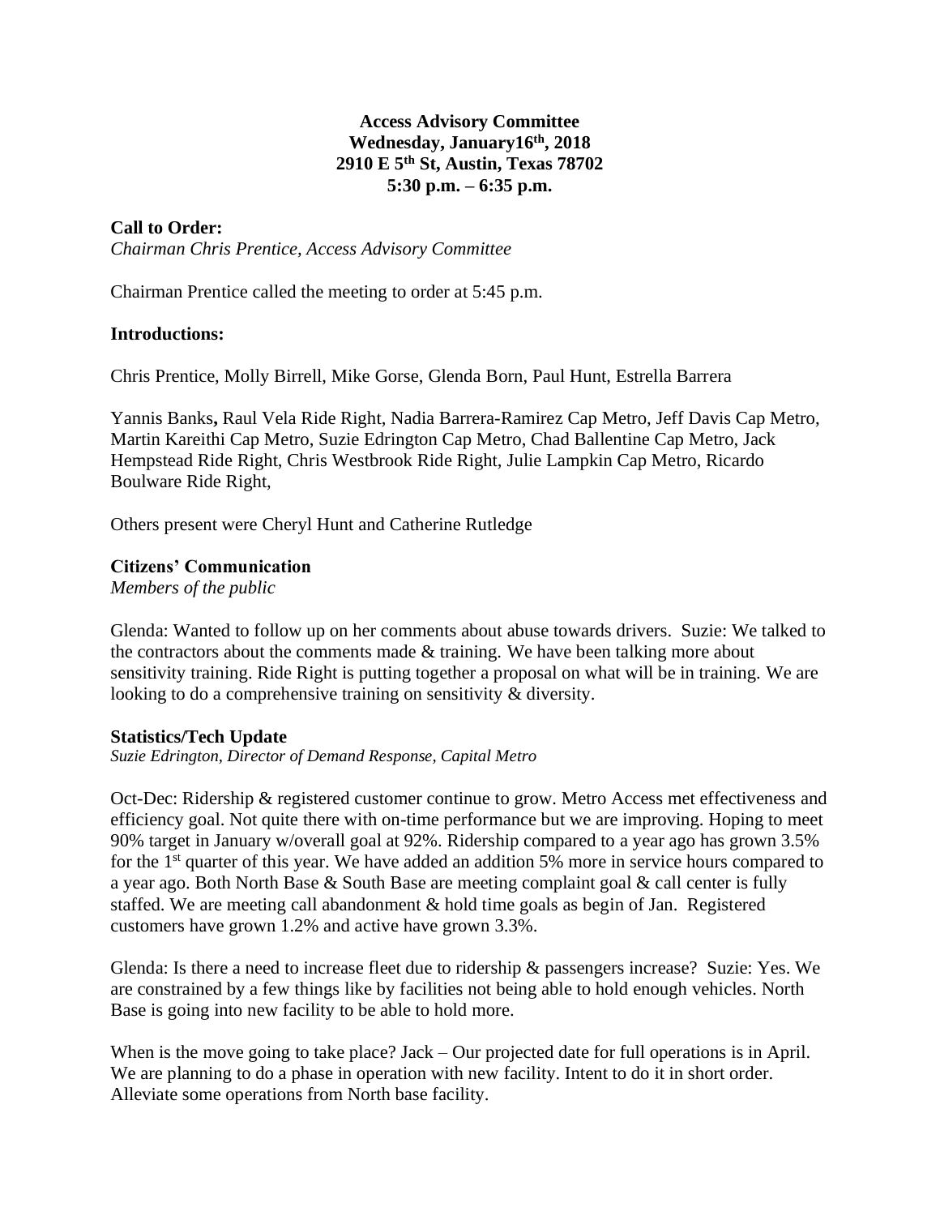**Access Advisory Committee**
**Wednesday, January16th, 2018**
**2910 E 5th St, Austin, Texas 78702**
**5:30 p.m. – 6:35 p.m.**

**Call to Order:**
*Chairman Chris Prentice, Access Advisory Committee*

Chairman Prentice called the meeting to order at 5:45 p.m.

**Introductions:**

Chris Prentice, Molly Birrell, Mike Gorse, Glenda Born, Paul Hunt, Estrella Barrera

Yannis Banks**,** Raul Vela Ride Right, Nadia Barrera-Ramirez Cap Metro, Jeff Davis Cap Metro, Martin Kareithi Cap Metro, Suzie Edrington Cap Metro, Chad Ballentine Cap Metro, Jack Hempstead Ride Right, Chris Westbrook Ride Right, Julie Lampkin Cap Metro, Ricardo Boulware Ride Right,

Others present were Cheryl Hunt and Catherine Rutledge

**Citizens' Communication**
*Members of the public*

Glenda: Wanted to follow up on her comments about abuse towards drivers. Suzie: We talked to the contractors about the comments made & training. We have been talking more about sensitivity training. Ride Right is putting together a proposal on what will be in training. We are looking to do a comprehensive training on sensitivity & diversity.

**Statistics/Tech Update**
*Suzie Edrington, Director of Demand Response, Capital Metro*

Oct-Dec: Ridership & registered customer continue to grow. Metro Access met effectiveness and efficiency goal. Not quite there with on-time performance but we are improving. Hoping to meet 90% target in January w/overall goal at 92%. Ridership compared to a year ago has grown 3.5% for the 1st quarter of this year. We have added an addition 5% more in service hours compared to a year ago. Both North Base & South Base are meeting complaint goal & call center is fully staffed. We are meeting call abandonment & hold time goals as begin of Jan. Registered customers have grown 1.2% and active have grown 3.3%.

Glenda: Is there a need to increase fleet due to ridership & passengers increase? Suzie: Yes. We are constrained by a few things like by facilities not being able to hold enough vehicles. North Base is going into new facility to be able to hold more.

When is the move going to take place? Jack – Our projected date for full operations is in April. We are planning to do a phase in operation with new facility. Intent to do it in short order. Alleviate some operations from North base facility.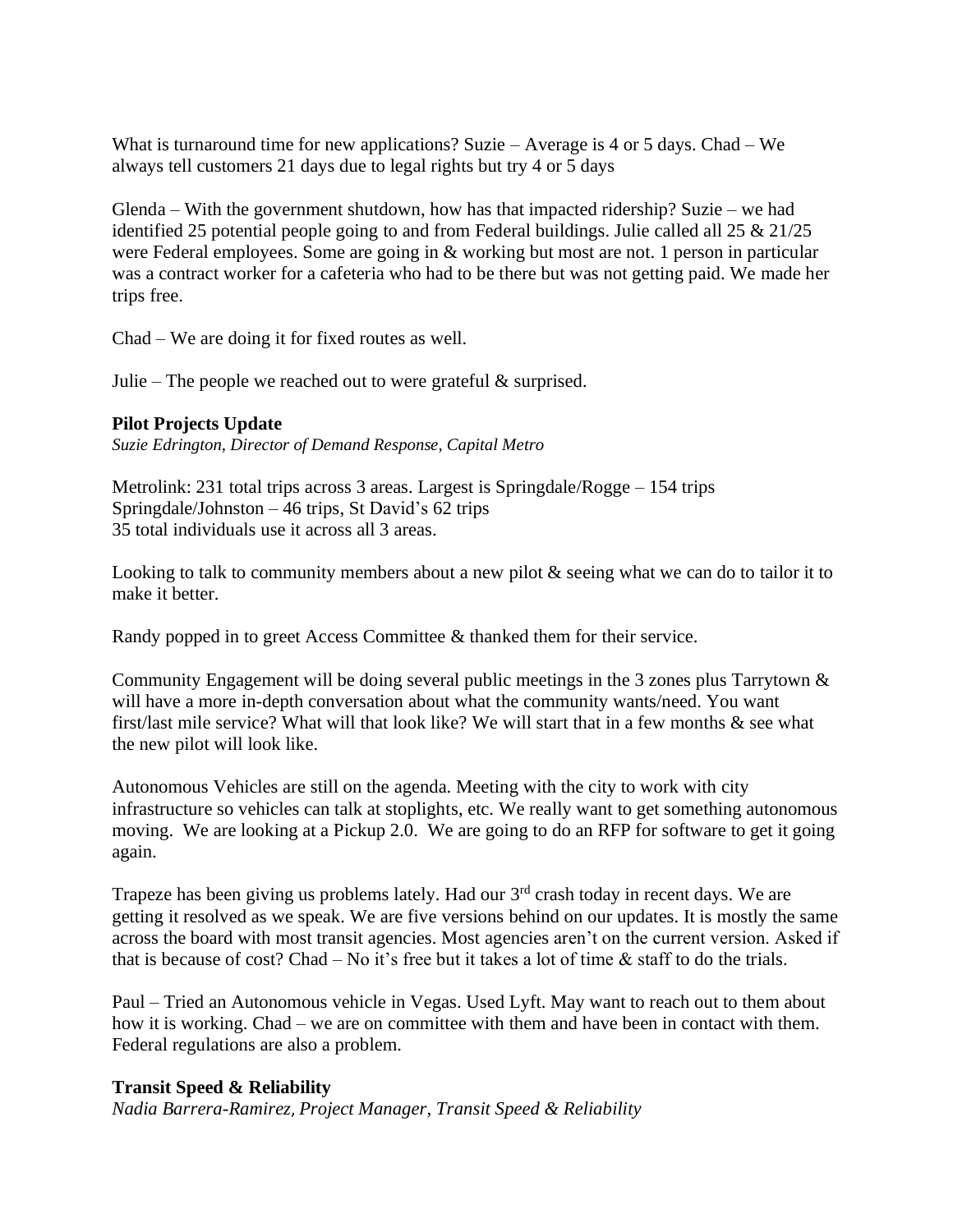What is turnaround time for new applications? Suzie – Average is 4 or 5 days. Chad – We always tell customers 21 days due to legal rights but try 4 or 5 days

Glenda – With the government shutdown, how has that impacted ridership? Suzie – we had identified 25 potential people going to and from Federal buildings. Julie called all 25 & 21/25 were Federal employees. Some are going in & working but most are not. 1 person in particular was a contract worker for a cafeteria who had to be there but was not getting paid. We made her trips free.

Chad – We are doing it for fixed routes as well.

Julie – The people we reached out to were grateful & surprised.

**Pilot Projects Update**
*Suzie Edrington, Director of Demand Response, Capital Metro*

Metrolink: 231 total trips across 3 areas. Largest is Springdale/Rogge – 154 trips
Springdale/Johnston – 46 trips, St David's 62 trips
35 total individuals use it across all 3 areas.

Looking to talk to community members about a new pilot & seeing what we can do to tailor it to make it better.

Randy popped in to greet Access Committee & thanked them for their service.

Community Engagement will be doing several public meetings in the 3 zones plus Tarrytown & will have a more in-depth conversation about what the community wants/need. You want first/last mile service? What will that look like? We will start that in a few months & see what the new pilot will look like.

Autonomous Vehicles are still on the agenda. Meeting with the city to work with city infrastructure so vehicles can talk at stoplights, etc. We really want to get something autonomous moving. We are looking at a Pickup 2.0. We are going to do an RFP for software to get it going again.

Trapeze has been giving us problems lately. Had our 3rd crash today in recent days. We are getting it resolved as we speak. We are five versions behind on our updates. It is mostly the same across the board with most transit agencies. Most agencies aren't on the current version. Asked if that is because of cost? Chad – No it's free but it takes a lot of time & staff to do the trials.

Paul – Tried an Autonomous vehicle in Vegas. Used Lyft. May want to reach out to them about how it is working. Chad – we are on committee with them and have been in contact with them. Federal regulations are also a problem.

**Transit Speed & Reliability**
*Nadia Barrera-Ramirez, Project Manager, Transit Speed & Reliability*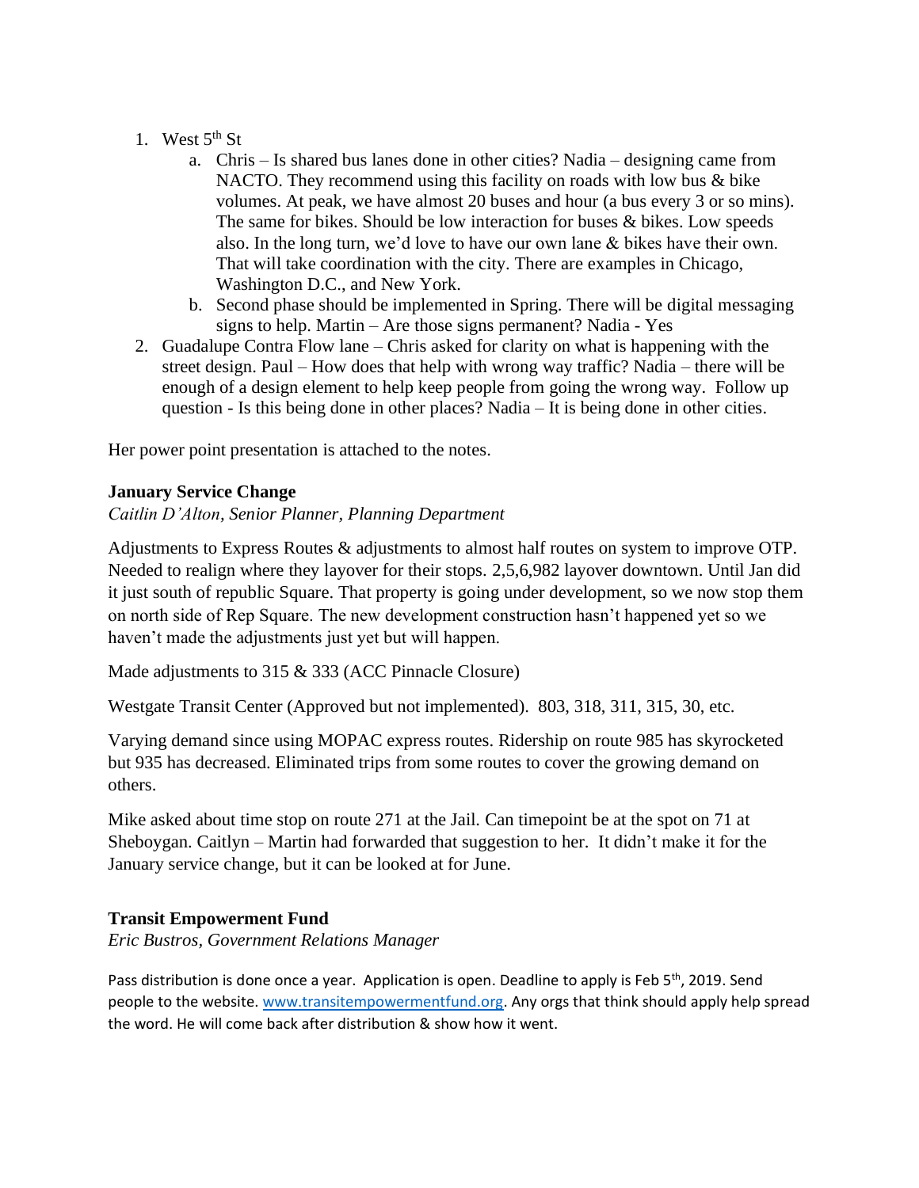1. West 5th St
   a. Chris – Is shared bus lanes done in other cities? Nadia – designing came from NACTO. They recommend using this facility on roads with low bus & bike volumes. At peak, we have almost 20 buses and hour (a bus every 3 or so mins). The same for bikes. Should be low interaction for buses & bikes. Low speeds also. In the long turn, we'd love to have our own lane & bikes have their own. That will take coordination with the city. There are examples in Chicago, Washington D.C., and New York.
   b. Second phase should be implemented in Spring. There will be digital messaging signs to help. Martin – Are those signs permanent? Nadia - Yes
2. Guadalupe Contra Flow lane – Chris asked for clarity on what is happening with the street design. Paul – How does that help with wrong way traffic? Nadia – there will be enough of a design element to help keep people from going the wrong way. Follow up question - Is this being done in other places? Nadia – It is being done in other cities.

Her power point presentation is attached to the notes.

### January Service Change

*Caitlin D'Alton, Senior Planner, Planning Department*

Adjustments to Express Routes & adjustments to almost half routes on system to improve OTP. Needed to realign where they layover for their stops. 2,5,6,982 layover downtown. Until Jan did it just south of republic Square. That property is going under development, so we now stop them on north side of Rep Square. The new development construction hasn't happened yet so we haven't made the adjustments just yet but will happen.

Made adjustments to 315 & 333 (ACC Pinnacle Closure)

Westgate Transit Center (Approved but not implemented). 803, 318, 311, 315, 30, etc.

Varying demand since using MOPAC express routes. Ridership on route 985 has skyrocketed but 935 has decreased. Eliminated trips from some routes to cover the growing demand on others.

Mike asked about time stop on route 271 at the Jail. Can timepoint be at the spot on 71 at Sheboygan. Caitlyn – Martin had forwarded that suggestion to her. It didn't make it for the January service change, but it can be looked at for June.

### Transit Empowerment Fund

*Eric Bustros, Government Relations Manager*

Pass distribution is done once a year. Application is open. Deadline to apply is Feb 5th, 2019. Send people to the website. www.transitempowermentfund.org. Any orgs that think should apply help spread the word. He will come back after distribution & show how it went.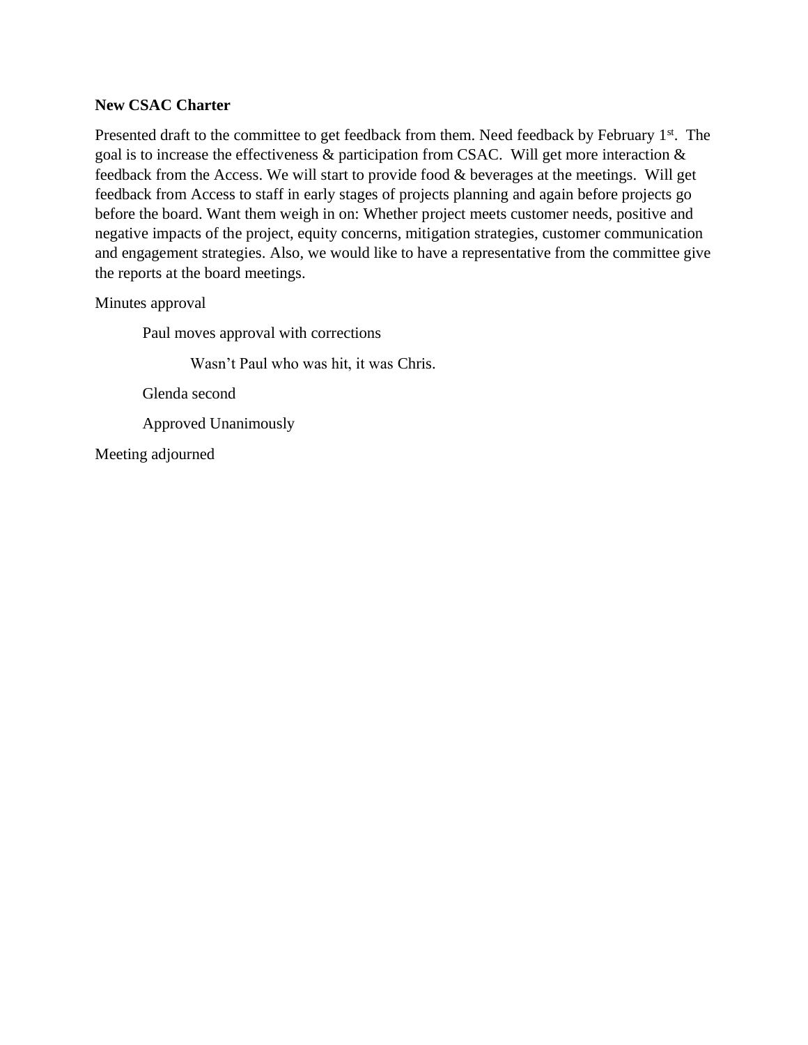**New CSAC Charter**

Presented draft to the committee to get feedback from them. Need feedback by February 1st. The goal is to increase the effectiveness & participation from CSAC. Will get more interaction & feedback from the Access. We will start to provide food & beverages at the meetings. Will get feedback from Access to staff in early stages of projects planning and again before projects go before the board. Want them weigh in on: Whether project meets customer needs, positive and negative impacts of the project, equity concerns, mitigation strategies, customer communication and engagement strategies. Also, we would like to have a representative from the committee give the reports at the board meetings.

Minutes approval

- Paul moves approval with corrections
    - Wasn't Paul who was hit, it was Chris.
- Glenda second
- Approved Unanimously

Meeting adjourned